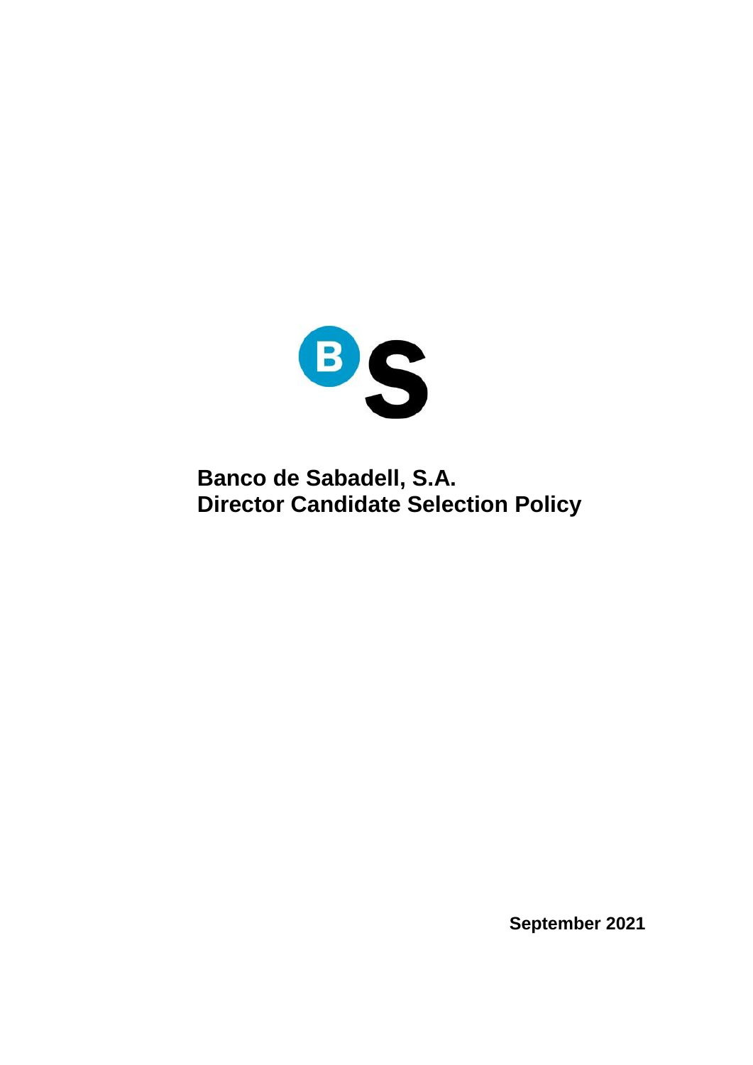# Banco de Sabadell, S.A.
# Director Candidate Selection Policy

**September 2021**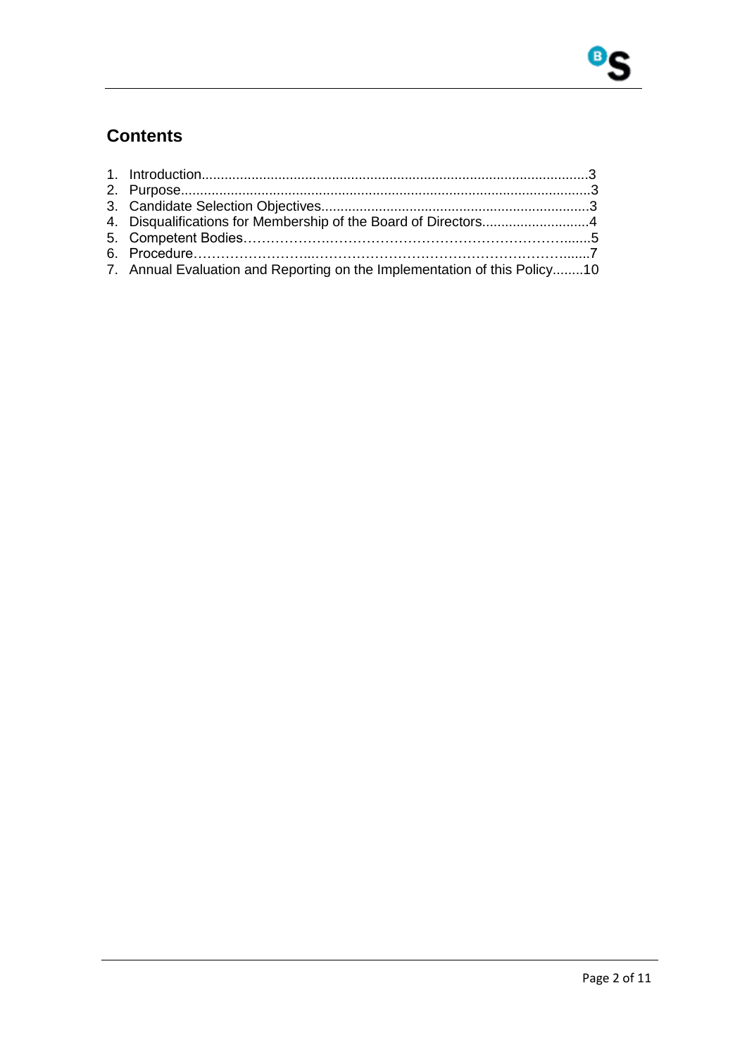## Contents

1. Introduction....................................................................................................3
2. Purpose..........................................................................................................3
3. Candidate Selection Objectives.....................................................................3
4. Disqualifications for Membership of the Board of Directors............................4
5. Competent Bodies……………….……………………………………………........5
6. Procedure……………………...……………………………………………….......7
7. Annual Evaluation and Reporting on the Implementation of this Policy........10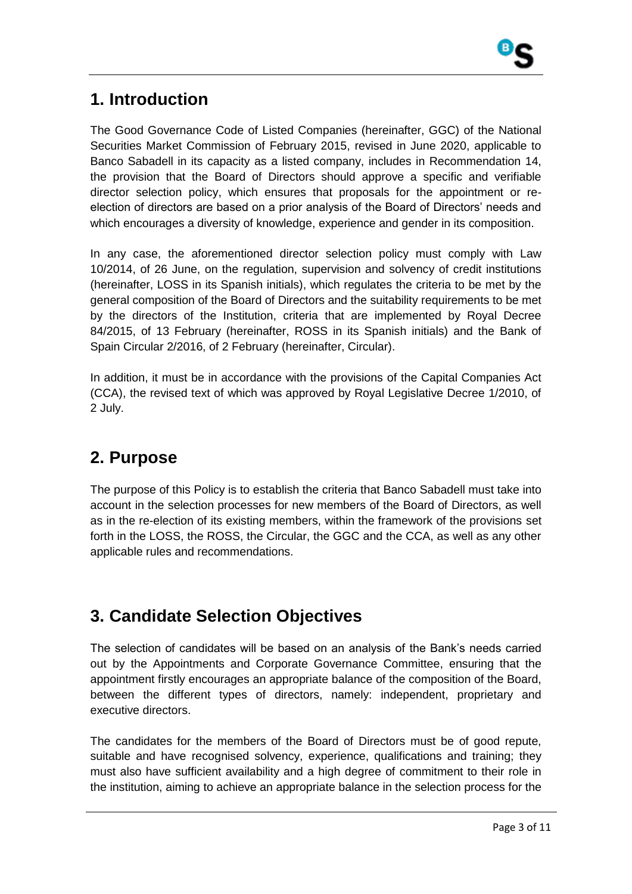## 1. Introduction

The Good Governance Code of Listed Companies (hereinafter, GGC) of the National Securities Market Commission of February 2015, revised in June 2020, applicable to Banco Sabadell in its capacity as a listed company, includes in Recommendation 14, the provision that the Board of Directors should approve a specific and verifiable director selection policy, which ensures that proposals for the appointment or re-election of directors are based on a prior analysis of the Board of Directors' needs and which encourages a diversity of knowledge, experience and gender in its composition.

In any case, the aforementioned director selection policy must comply with Law 10/2014, of 26 June, on the regulation, supervision and solvency of credit institutions (hereinafter, LOSS in its Spanish initials), which regulates the criteria to be met by the general composition of the Board of Directors and the suitability requirements to be met by the directors of the Institution, criteria that are implemented by Royal Decree 84/2015, of 13 February (hereinafter, ROSS in its Spanish initials) and the Bank of Spain Circular 2/2016, of 2 February (hereinafter, Circular).

In addition, it must be in accordance with the provisions of the Capital Companies Act (CCA), the revised text of which was approved by Royal Legislative Decree 1/2010, of 2 July.

## 2. Purpose

The purpose of this Policy is to establish the criteria that Banco Sabadell must take into account in the selection processes for new members of the Board of Directors, as well as in the re-election of its existing members, within the framework of the provisions set forth in the LOSS, the ROSS, the Circular, the GGC and the CCA, as well as any other applicable rules and recommendations.

## 3. Candidate Selection Objectives

The selection of candidates will be based on an analysis of the Bank's needs carried out by the Appointments and Corporate Governance Committee, ensuring that the appointment firstly encourages an appropriate balance of the composition of the Board, between the different types of directors, namely: independent, proprietary and executive directors.

The candidates for the members of the Board of Directors must be of good repute, suitable and have recognised solvency, experience, qualifications and training; they must also have sufficient availability and a high degree of commitment to their role in the institution, aiming to achieve an appropriate balance in the selection process for the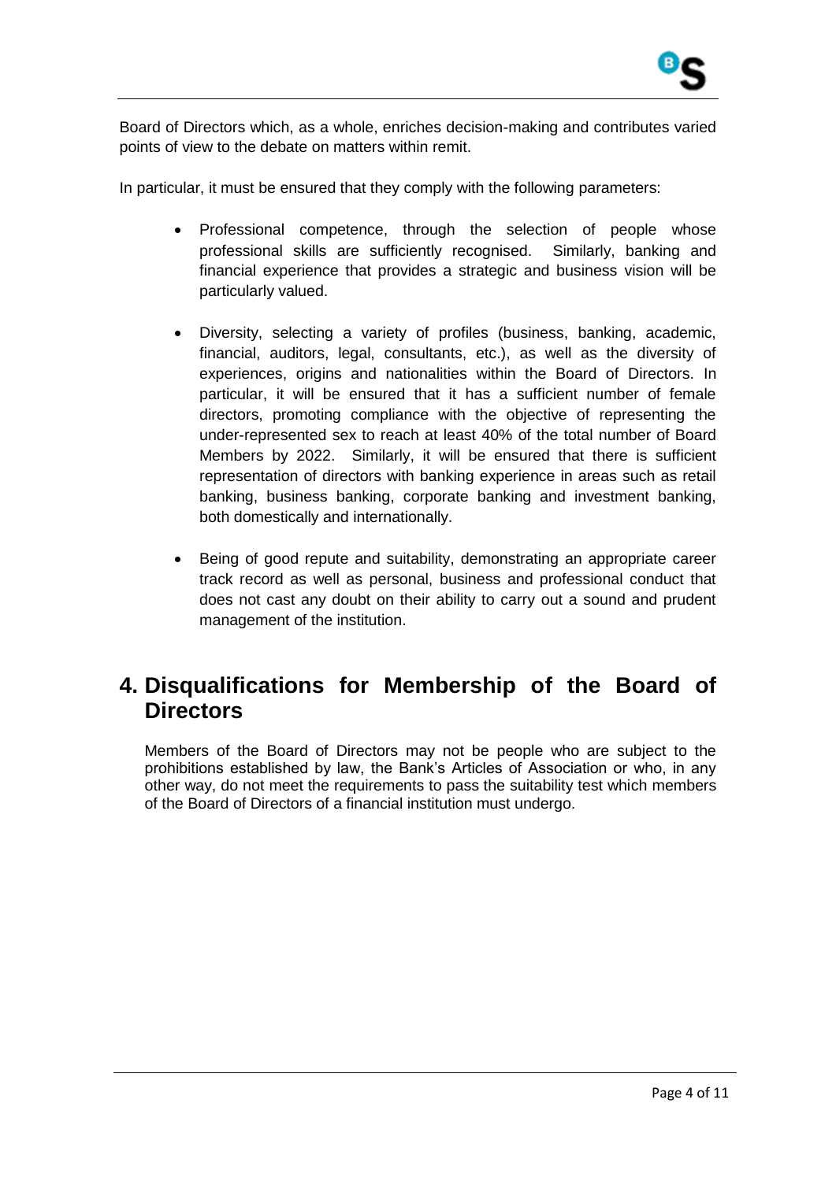Board of Directors which, as a whole, enriches decision-making and contributes varied points of view to the debate on matters within remit.

In particular, it must be ensured that they comply with the following parameters:

- Professional competence, through the selection of people whose professional skills are sufficiently recognised. Similarly, banking and financial experience that provides a strategic and business vision will be particularly valued.

- Diversity, selecting a variety of profiles (business, banking, academic, financial, auditors, legal, consultants, etc.), as well as the diversity of experiences, origins and nationalities within the Board of Directors. In particular, it will be ensured that it has a sufficient number of female directors, promoting compliance with the objective of representing the under-represented sex to reach at least 40% of the total number of Board Members by 2022. Similarly, it will be ensured that there is sufficient representation of directors with banking experience in areas such as retail banking, business banking, corporate banking and investment banking, both domestically and internationally.

- Being of good repute and suitability, demonstrating an appropriate career track record as well as personal, business and professional conduct that does not cast any doubt on their ability to carry out a sound and prudent management of the institution.

# 4. Disqualifications for Membership of the Board of Directors

Members of the Board of Directors may not be people who are subject to the prohibitions established by law, the Bank's Articles of Association or who, in any other way, do not meet the requirements to pass the suitability test which members of the Board of Directors of a financial institution must undergo.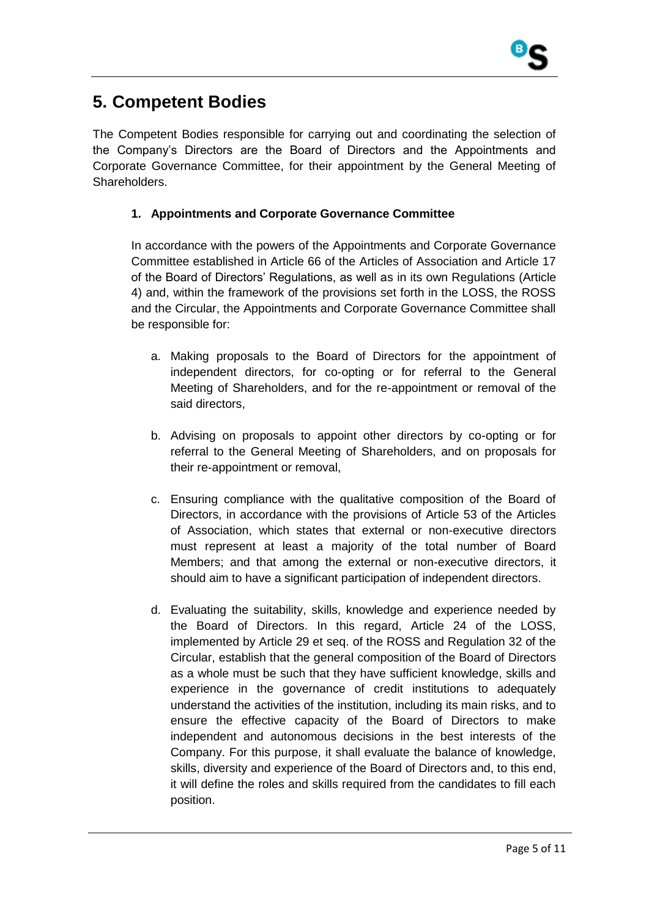## 5. Competent Bodies

The Competent Bodies responsible for carrying out and coordinating the selection of the Company's Directors are the Board of Directors and the Appointments and Corporate Governance Committee, for their appointment by the General Meeting of Shareholders.

1. **Appointments and Corporate Governance Committee**

   In accordance with the powers of the Appointments and Corporate Governance Committee established in Article 66 of the Articles of Association and Article 17 of the Board of Directors' Regulations, as well as in its own Regulations (Article 4) and, within the framework of the provisions set forth in the LOSS, the ROSS and the Circular, the Appointments and Corporate Governance Committee shall be responsible for:

   a. Making proposals to the Board of Directors for the appointment of independent directors, for co-opting or for referral to the General Meeting of Shareholders, and for the re-appointment or removal of the said directors,

   b. Advising on proposals to appoint other directors by co-opting or for referral to the General Meeting of Shareholders, and on proposals for their re-appointment or removal,

   c. Ensuring compliance with the qualitative composition of the Board of Directors, in accordance with the provisions of Article 53 of the Articles of Association, which states that external or non-executive directors must represent at least a majority of the total number of Board Members; and that among the external or non-executive directors, it should aim to have a significant participation of independent directors.

   d. Evaluating the suitability, skills, knowledge and experience needed by the Board of Directors. In this regard, Article 24 of the LOSS, implemented by Article 29 et seq. of the ROSS and Regulation 32 of the Circular, establish that the general composition of the Board of Directors as a whole must be such that they have sufficient knowledge, skills and experience in the governance of credit institutions to adequately understand the activities of the institution, including its main risks, and to ensure the effective capacity of the Board of Directors to make independent and autonomous decisions in the best interests of the Company. For this purpose, it shall evaluate the balance of knowledge, skills, diversity and experience of the Board of Directors and, to this end, it will define the roles and skills required from the candidates to fill each position.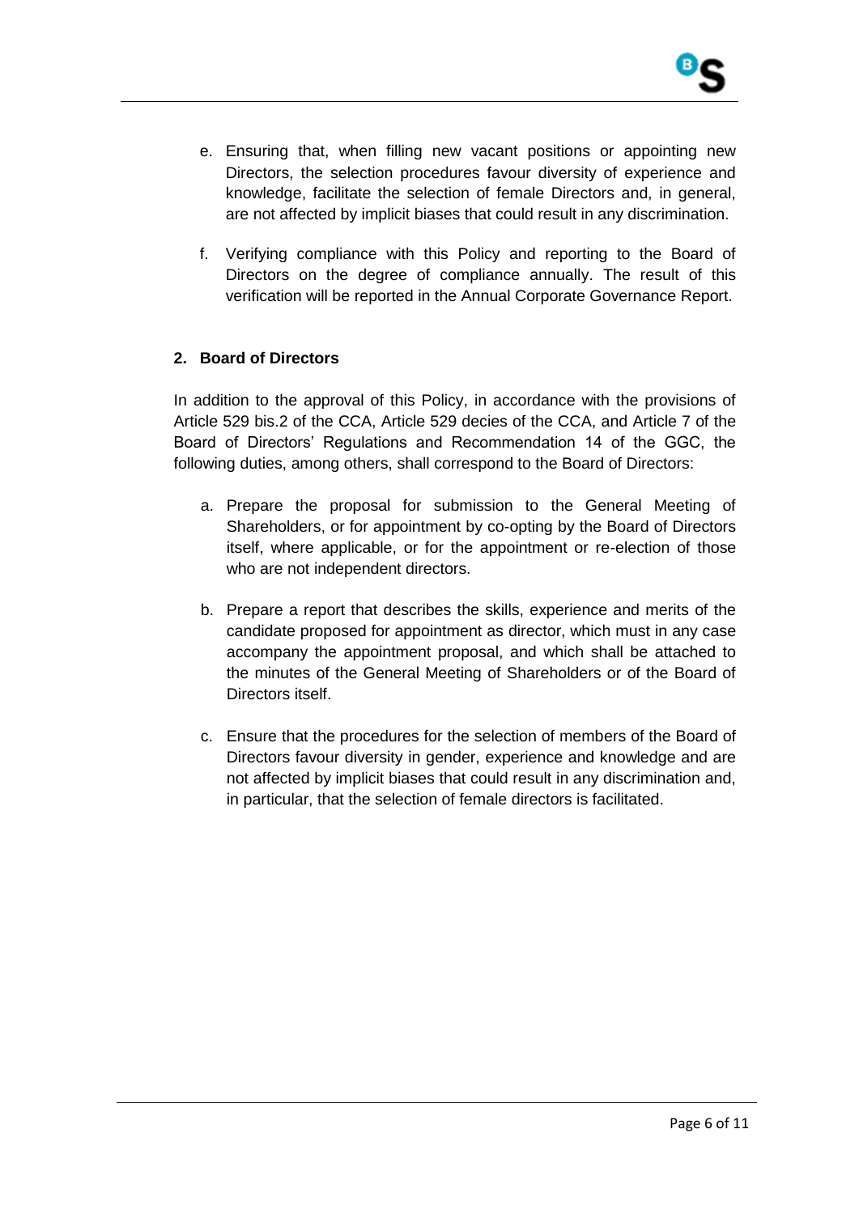e. Ensuring that, when filling new vacant positions or appointing new Directors, the selection procedures favour diversity of experience and knowledge, facilitate the selection of female Directors and, in general, are not affected by implicit biases that could result in any discrimination.

f. Verifying compliance with this Policy and reporting to the Board of Directors on the degree of compliance annually. The result of this verification will be reported in the Annual Corporate Governance Report.

## 2. Board of Directors

In addition to the approval of this Policy, in accordance with the provisions of Article 529 bis.2 of the CCA, Article 529 decies of the CCA, and Article 7 of the Board of Directors' Regulations and Recommendation 14 of the GGC, the following duties, among others, shall correspond to the Board of Directors:

a. Prepare the proposal for submission to the General Meeting of Shareholders, or for appointment by co-opting by the Board of Directors itself, where applicable, or for the appointment or re-election of those who are not independent directors.

b. Prepare a report that describes the skills, experience and merits of the candidate proposed for appointment as director, which must in any case accompany the appointment proposal, and which shall be attached to the minutes of the General Meeting of Shareholders or of the Board of Directors itself.

c. Ensure that the procedures for the selection of members of the Board of Directors favour diversity in gender, experience and knowledge and are not affected by implicit biases that could result in any discrimination and, in particular, that the selection of female directors is facilitated.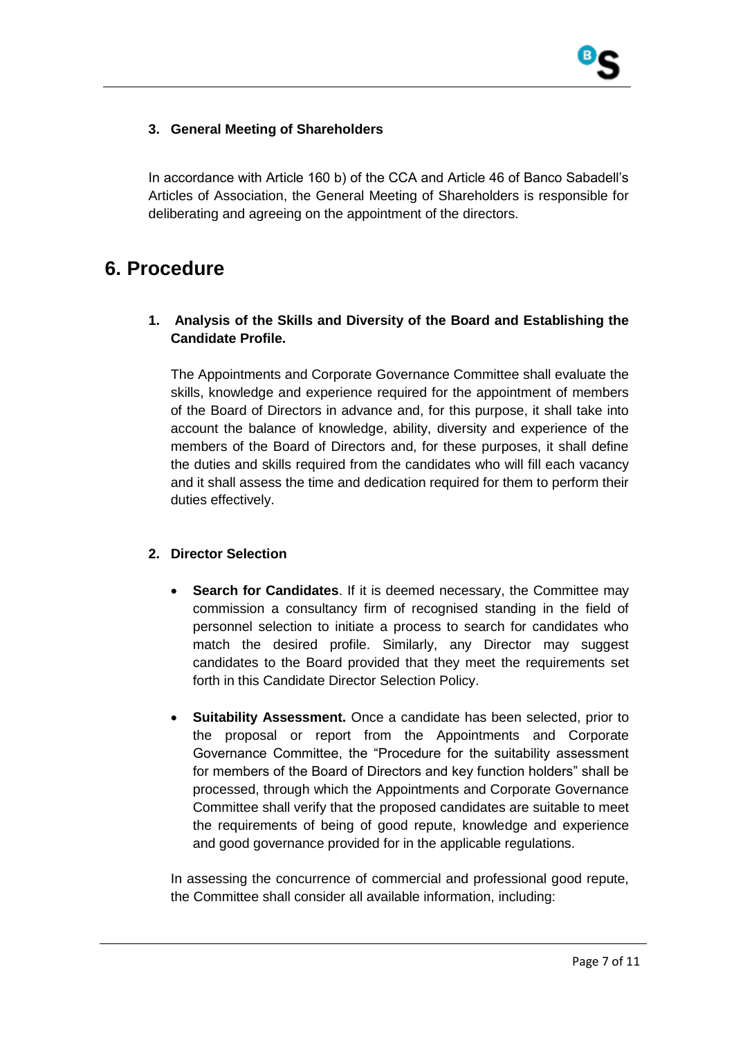### 3. General Meeting of Shareholders

In accordance with Article 160 b) of the CCA and Article 46 of Banco Sabadell's Articles of Association, the General Meeting of Shareholders is responsible for deliberating and agreeing on the appointment of the directors.

# 6. Procedure

### 1. Analysis of the Skills and Diversity of the Board and Establishing the Candidate Profile.

The Appointments and Corporate Governance Committee shall evaluate the skills, knowledge and experience required for the appointment of members of the Board of Directors in advance and, for this purpose, it shall take into account the balance of knowledge, ability, diversity and experience of the members of the Board of Directors and, for these purposes, it shall define the duties and skills required from the candidates who will fill each vacancy and it shall assess the time and dedication required for them to perform their duties effectively.

### 2. Director Selection

- **Search for Candidates**. If it is deemed necessary, the Committee may commission a consultancy firm of recognised standing in the field of personnel selection to initiate a process to search for candidates who match the desired profile. Similarly, any Director may suggest candidates to the Board provided that they meet the requirements set forth in this Candidate Director Selection Policy.

- **Suitability Assessment.** Once a candidate has been selected, prior to the proposal or report from the Appointments and Corporate Governance Committee, the "Procedure for the suitability assessment for members of the Board of Directors and key function holders" shall be processed, through which the Appointments and Corporate Governance Committee shall verify that the proposed candidates are suitable to meet the requirements of being of good repute, knowledge and experience and good governance provided for in the applicable regulations.

In assessing the concurrence of commercial and professional good repute, the Committee shall consider all available information, including: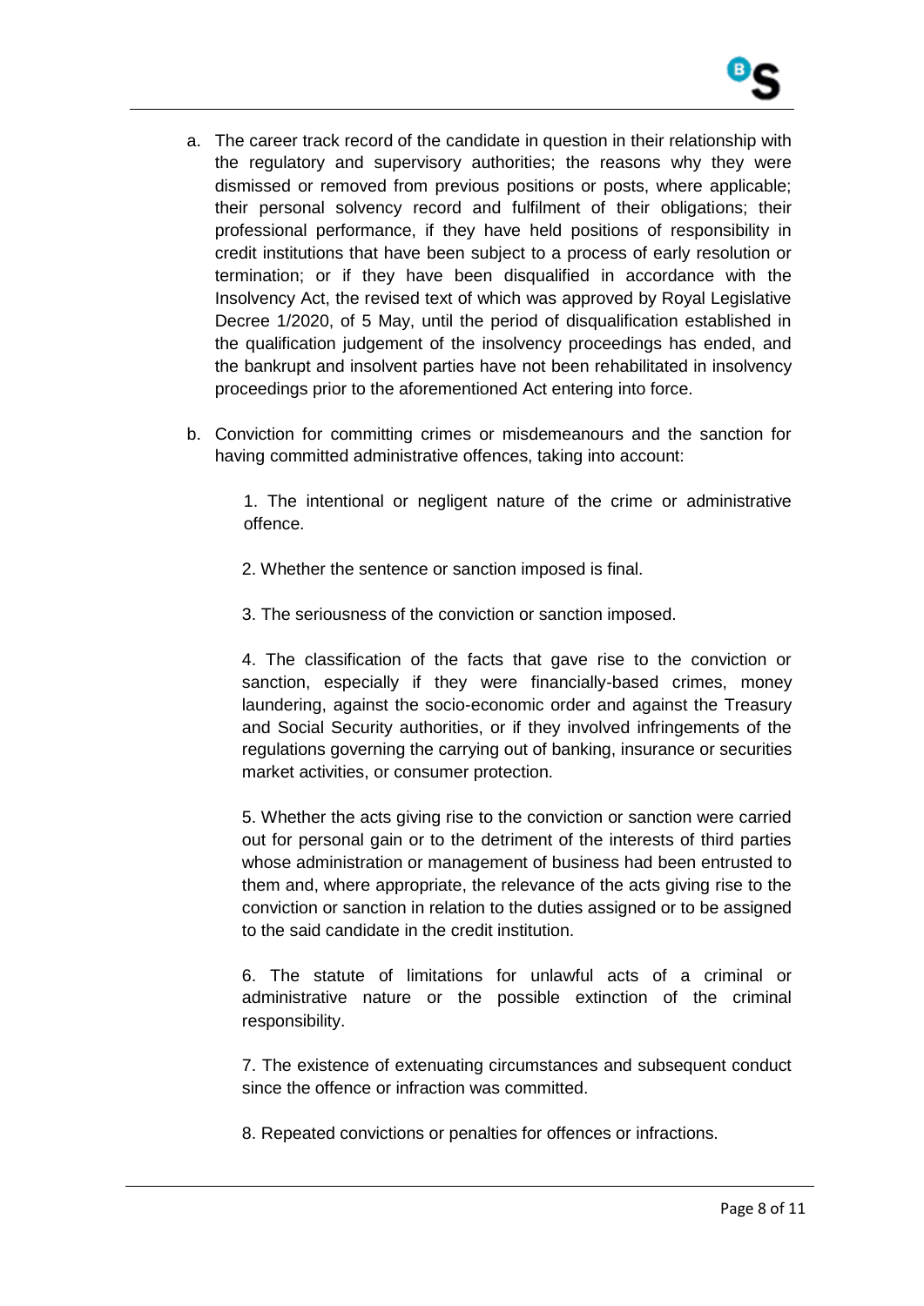a. The career track record of the candidate in question in their relationship with the regulatory and supervisory authorities; the reasons why they were dismissed or removed from previous positions or posts, where applicable; their personal solvency record and fulfilment of their obligations; their professional performance, if they have held positions of responsibility in credit institutions that have been subject to a process of early resolution or termination; or if they have been disqualified in accordance with the Insolvency Act, the revised text of which was approved by Royal Legislative Decree 1/2020, of 5 May, until the period of disqualification established in the qualification judgement of the insolvency proceedings has ended, and the bankrupt and insolvent parties have not been rehabilitated in insolvency proceedings prior to the aforementioned Act entering into force.

b. Conviction for committing crimes or misdemeanours and the sanction for having committed administrative offences, taking into account:

   1. The intentional or negligent nature of the crime or administrative offence.

   2. Whether the sentence or sanction imposed is final.

   3. The seriousness of the conviction or sanction imposed.

   4. The classification of the facts that gave rise to the conviction or sanction, especially if they were financially-based crimes, money laundering, against the socio-economic order and against the Treasury and Social Security authorities, or if they involved infringements of the regulations governing the carrying out of banking, insurance or securities market activities, or consumer protection.

   5. Whether the acts giving rise to the conviction or sanction were carried out for personal gain or to the detriment of the interests of third parties whose administration or management of business had been entrusted to them and, where appropriate, the relevance of the acts giving rise to the conviction or sanction in relation to the duties assigned or to be assigned to the said candidate in the credit institution.

   6. The statute of limitations for unlawful acts of a criminal or administrative nature or the possible extinction of the criminal responsibility.

   7. The existence of extenuating circumstances and subsequent conduct since the offence or infraction was committed.

   8. Repeated convictions or penalties for offences or infractions.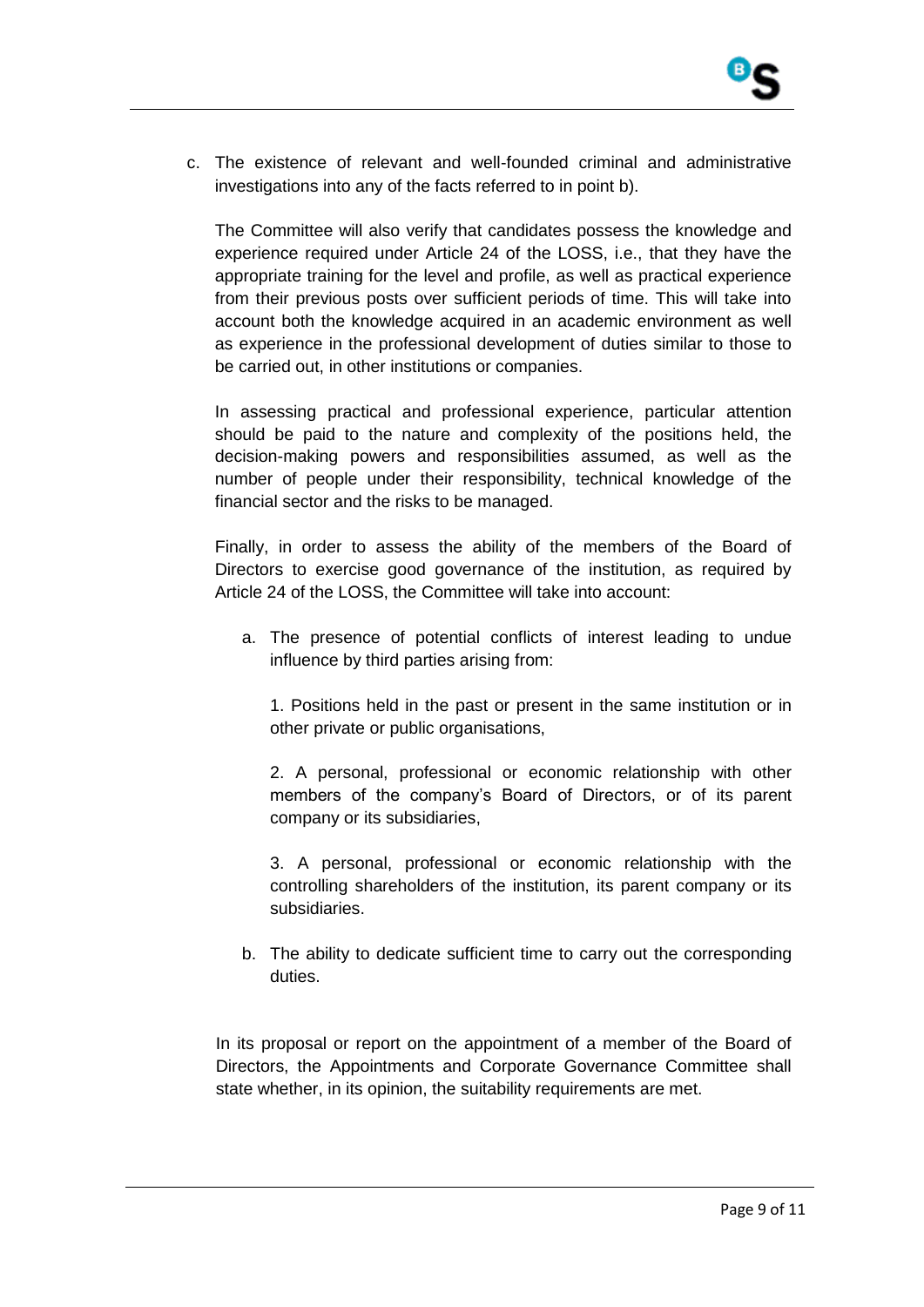c. The existence of relevant and well-founded criminal and administrative investigations into any of the facts referred to in point b).

The Committee will also verify that candidates possess the knowledge and experience required under Article 24 of the LOSS, i.e., that they have the appropriate training for the level and profile, as well as practical experience from their previous posts over sufficient periods of time. This will take into account both the knowledge acquired in an academic environment as well as experience in the professional development of duties similar to those to be carried out, in other institutions or companies.

In assessing practical and professional experience, particular attention should be paid to the nature and complexity of the positions held, the decision-making powers and responsibilities assumed, as well as the number of people under their responsibility, technical knowledge of the financial sector and the risks to be managed.

Finally, in order to assess the ability of the members of the Board of Directors to exercise good governance of the institution, as required by Article 24 of the LOSS, the Committee will take into account:

a. The presence of potential conflicts of interest leading to undue influence by third parties arising from:

   1. Positions held in the past or present in the same institution or in other private or public organisations,

   2. A personal, professional or economic relationship with other members of the company's Board of Directors, or of its parent company or its subsidiaries,

   3. A personal, professional or economic relationship with the controlling shareholders of the institution, its parent company or its subsidiaries.

b. The ability to dedicate sufficient time to carry out the corresponding duties.

In its proposal or report on the appointment of a member of the Board of Directors, the Appointments and Corporate Governance Committee shall state whether, in its opinion, the suitability requirements are met.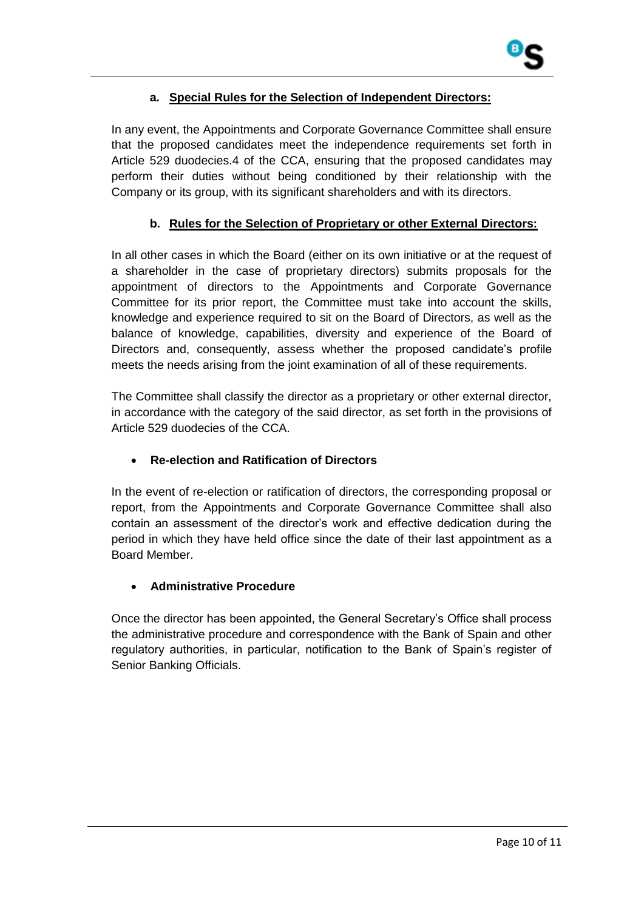**a. Special Rules for the Selection of Independent Directors:**

In any event, the Appointments and Corporate Governance Committee shall ensure that the proposed candidates meet the independence requirements set forth in Article 529 duodecies.4 of the CCA, ensuring that the proposed candidates may perform their duties without being conditioned by their relationship with the Company or its group, with its significant shareholders and with its directors.

**b. Rules for the Selection of Proprietary or other External Directors:**

In all other cases in which the Board (either on its own initiative or at the request of a shareholder in the case of proprietary directors) submits proposals for the appointment of directors to the Appointments and Corporate Governance Committee for its prior report, the Committee must take into account the skills, knowledge and experience required to sit on the Board of Directors, as well as the balance of knowledge, capabilities, diversity and experience of the Board of Directors and, consequently, assess whether the proposed candidate's profile meets the needs arising from the joint examination of all of these requirements.

The Committee shall classify the director as a proprietary or other external director, in accordance with the category of the said director, as set forth in the provisions of Article 529 duodecies of the CCA.

- **Re-election and Ratification of Directors**

In the event of re-election or ratification of directors, the corresponding proposal or report, from the Appointments and Corporate Governance Committee shall also contain an assessment of the director's work and effective dedication during the period in which they have held office since the date of their last appointment as a Board Member.

- **Administrative Procedure**

Once the director has been appointed, the General Secretary's Office shall process the administrative procedure and correspondence with the Bank of Spain and other regulatory authorities, in particular, notification to the Bank of Spain's register of Senior Banking Officials.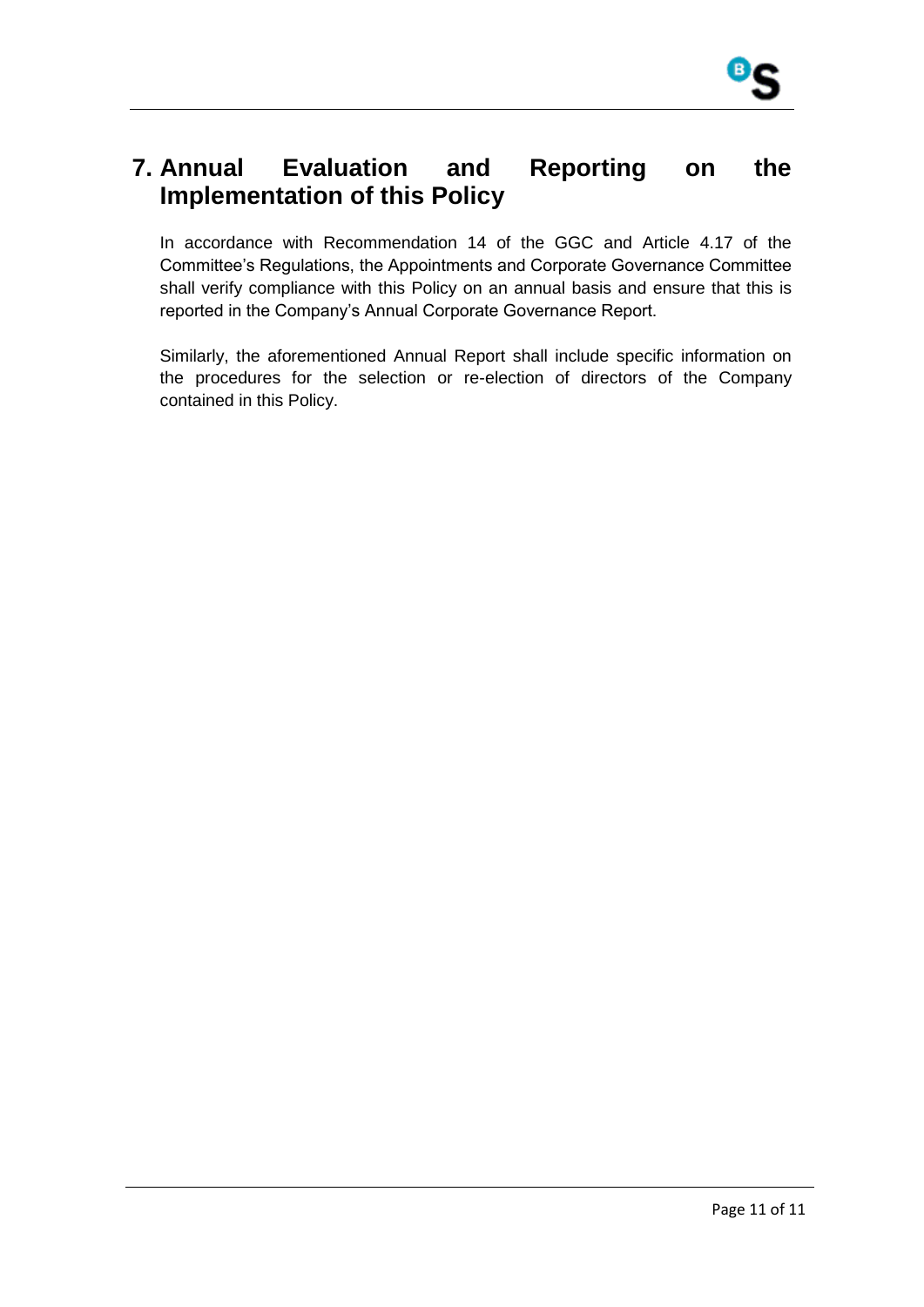## 7. Annual Evaluation and Reporting on the Implementation of this Policy

In accordance with Recommendation 14 of the GGC and Article 4.17 of the Committee's Regulations, the Appointments and Corporate Governance Committee shall verify compliance with this Policy on an annual basis and ensure that this is reported in the Company's Annual Corporate Governance Report.

Similarly, the aforementioned Annual Report shall include specific information on the procedures for the selection or re-election of directors of the Company contained in this Policy.